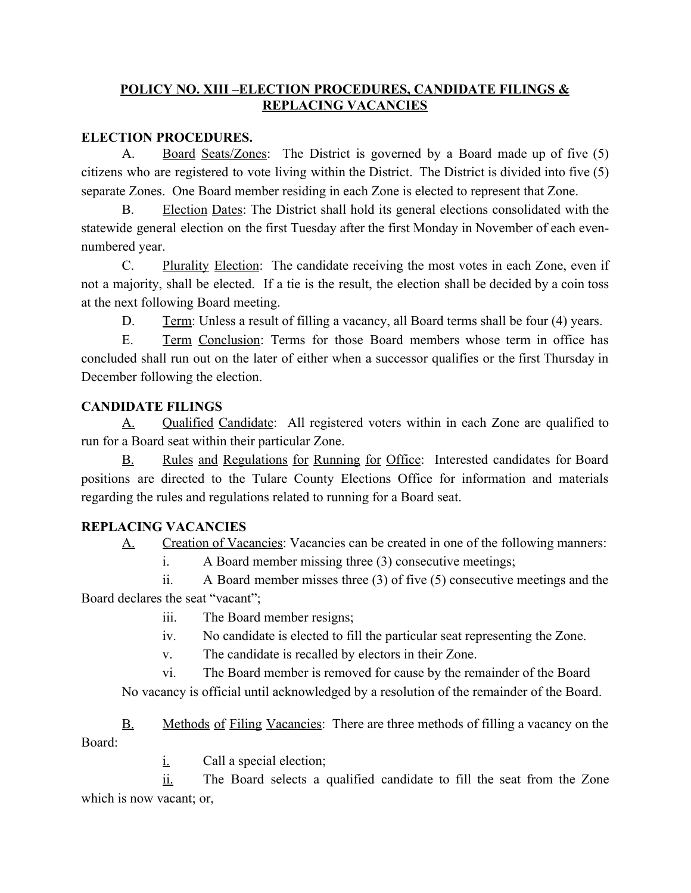## POLICY NO. XIII –ELECTION PROCEDURES, CANDIDATE FILINGS & REPLACING VACANCIES

### ELECTION PROCEDURES.

A. Board Seats/Zones: The District is governed by a Board made up of five (5) citizens who are registered to vote living within the District. The District is divided into five (5) separate Zones. One Board member residing in each Zone is elected to represent that Zone.

B. Election Dates: The District shall hold its general elections consolidated with the statewide general election on the first Tuesday after the first Monday in November of each even-numbered year.

C. Plurality Election: The candidate receiving the most votes in each Zone, even if not a majority, shall be elected. If a tie is the result, the election shall be decided by a coin toss at the next following Board meeting.

D. Term: Unless a result of filling a vacancy, all Board terms shall be four (4) years.

E. Term Conclusion: Terms for those Board members whose term in office has concluded shall run out on the later of either when a successor qualifies or the first Thursday in December following the election.

### CANDIDATE FILINGS

A. Qualified Candidate: All registered voters within in each Zone are qualified to run for a Board seat within their particular Zone.

B. Rules and Regulations for Running for Office: Interested candidates for Board positions are directed to the Tulare County Elections Office for information and materials regarding the rules and regulations related to running for a Board seat.

### REPLACING VACANCIES

A. Creation of Vacancies: Vacancies can be created in one of the following manners:

i. A Board member missing three (3) consecutive meetings;

ii. A Board member misses three (3) of five (5) consecutive meetings and the Board declares the seat "vacant";

iii. The Board member resigns;

iv. No candidate is elected to fill the particular seat representing the Zone.

v. The candidate is recalled by electors in their Zone.

vi. The Board member is removed for cause by the remainder of the Board

No vacancy is official until acknowledged by a resolution of the remainder of the Board.

B. Methods of Filing Vacancies: There are three methods of filling a vacancy on the Board:

i. Call a special election;

ii. The Board selects a qualified candidate to fill the seat from the Zone which is now vacant; or,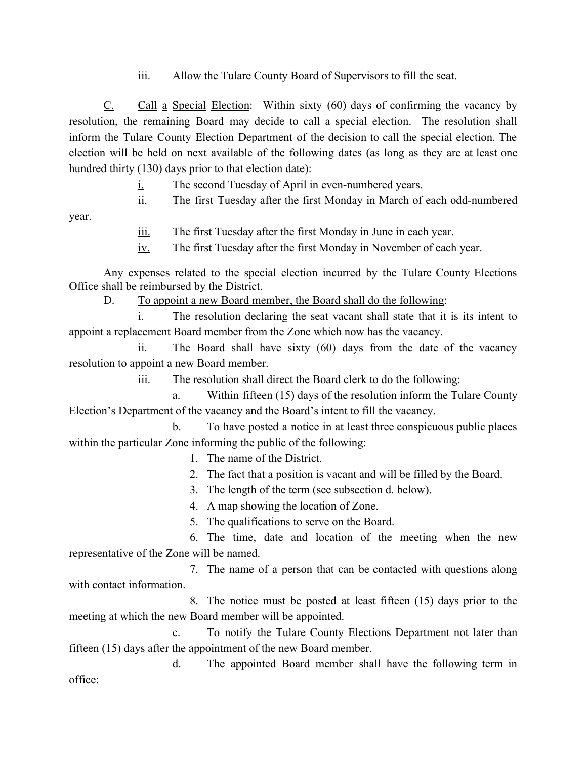iii. Allow the Tulare County Board of Supervisors to fill the seat.

<u>C.</u> <u>Call a Special Election</u>: Within sixty (60) days of confirming the vacancy by resolution, the remaining Board may decide to call a special election. The resolution shall inform the Tulare County Election Department of the decision to call the special election. The election will be held on next available of the following dates (as long as they are at least one hundred thirty (130) days prior to that election date):

<u>i.</u> The second Tuesday of April in even-numbered years.

<u>ii.</u> The first Tuesday after the first Monday in March of each odd-numbered year.

<u>iii.</u> The first Tuesday after the first Monday in June in each year.

<u>iv.</u> The first Tuesday after the first Monday in November of each year.

Any expenses related to the special election incurred by the Tulare County Elections Office shall be reimbursed by the District.

D. <u>To appoint a new Board member, the Board shall do the following</u>:

i. The resolution declaring the seat vacant shall state that it is its intent to appoint a replacement Board member from the Zone which now has the vacancy.

ii. The Board shall have sixty (60) days from the date of the vacancy resolution to appoint a new Board member.

iii. The resolution shall direct the Board clerk to do the following:

a. Within fifteen (15) days of the resolution inform the Tulare County Election's Department of the vacancy and the Board's intent to fill the vacancy.

b. To have posted a notice in at least three conspicuous public places within the particular Zone informing the public of the following:

1. The name of the District.
2. The fact that a position is vacant and will be filled by the Board.
3. The length of the term (see subsection d. below).
4. A map showing the location of Zone.
5. The qualifications to serve on the Board.
6. The time, date and location of the meeting when the new representative of the Zone will be named.
7. The name of a person that can be contacted with questions along with contact information.
8. The notice must be posted at least fifteen (15) days prior to the meeting at which the new Board member will be appointed.

c. To notify the Tulare County Elections Department not later than fifteen (15) days after the appointment of the new Board member.

d. The appointed Board member shall have the following term in office: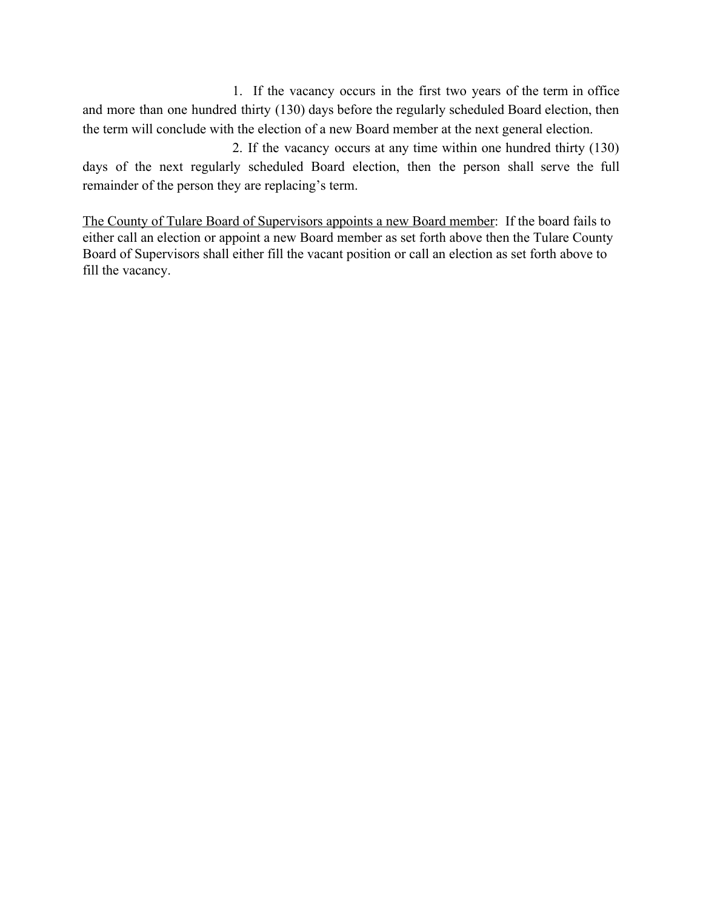1. If the vacancy occurs in the first two years of the term in office and more than one hundred thirty (130) days before the regularly scheduled Board election, then the term will conclude with the election of a new Board member at the next general election.

2. If the vacancy occurs at any time within one hundred thirty (130) days of the next regularly scheduled Board election, then the person shall serve the full remainder of the person they are replacing's term.

<u>The County of Tulare Board of Supervisors appoints a new Board member</u>: If the board fails to either call an election or appoint a new Board member as set forth above then the Tulare County Board of Supervisors shall either fill the vacant position or call an election as set forth above to fill the vacancy.